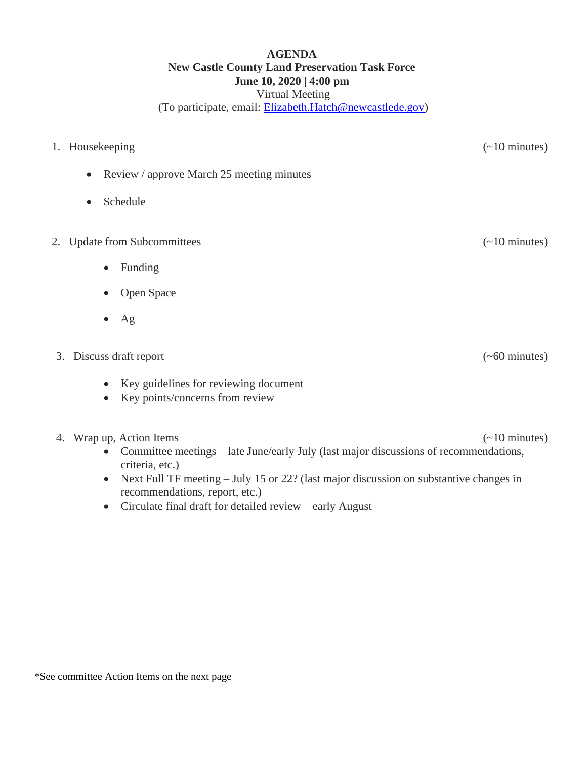# AGENDA

**New Castle County Land Preservation Task Force**
**June 10, 2020 | 4:00 pm**
Virtual Meeting
(To participate, email: [Elizabeth.Hatch@newcastlede.gov](mailto:Elizabeth.Hatch@newcastlede.gov))

1. Housekeeping (~10 minutes)
   - Review / approve March 25 meeting minutes
   - Schedule

2. Update from Subcommittees (~10 minutes)
   - Funding
   - Open Space
   - Ag

3. Discuss draft report (~60 minutes)
   - Key guidelines for reviewing document
   - Key points/concerns from review

4. Wrap up, Action Items (~10 minutes)
   - Committee meetings – late June/early July (last major discussions of recommendations, criteria, etc.)
   - Next Full TF meeting – July 15 or 22? (last major discussion on substantive changes in recommendations, report, etc.)
   - Circulate final draft for detailed review – early August

*See committee Action Items on the next page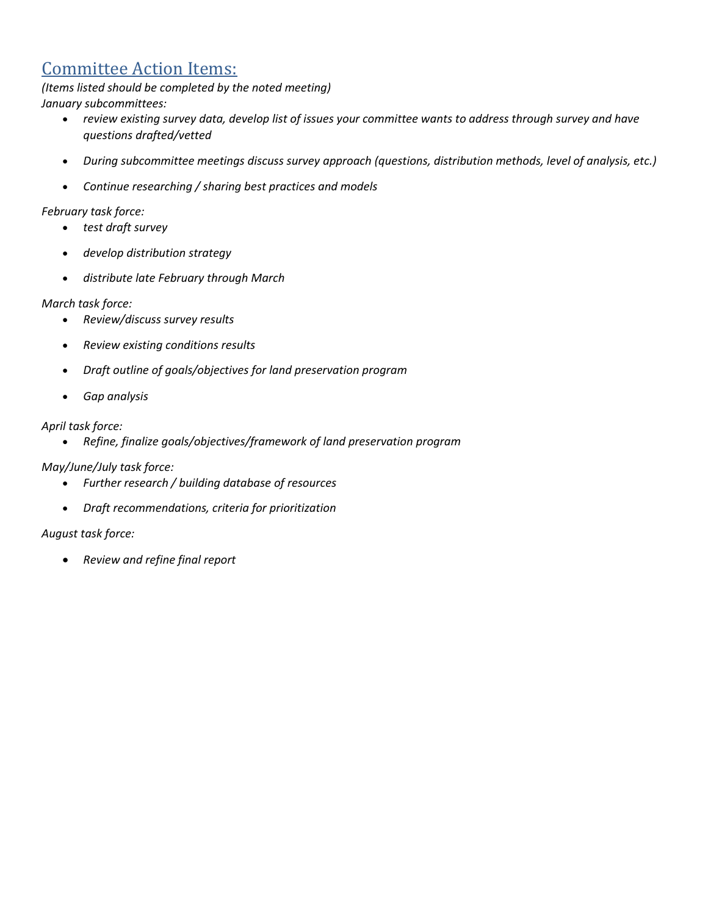## Committee Action Items:

*(Items listed should be completed by the noted meeting)*

*January subcommittees:*

- *review existing survey data, develop list of issues your committee wants to address through survey and have questions drafted/vetted*
- *During subcommittee meetings discuss survey approach (questions, distribution methods, level of analysis, etc.)*
- *Continue researching / sharing best practices and models*

*February task force:*

- *test draft survey*
- *develop distribution strategy*
- *distribute late February through March*

*March task force:*

- *Review/discuss survey results*
- *Review existing conditions results*
- *Draft outline of goals/objectives for land preservation program*
- *Gap analysis*

*April task force:*

- *Refine, finalize goals/objectives/framework of land preservation program*

*May/June/July task force:*

- *Further research / building database of resources*
- *Draft recommendations, criteria for prioritization*

*August task force:*

- *Review and refine final report*